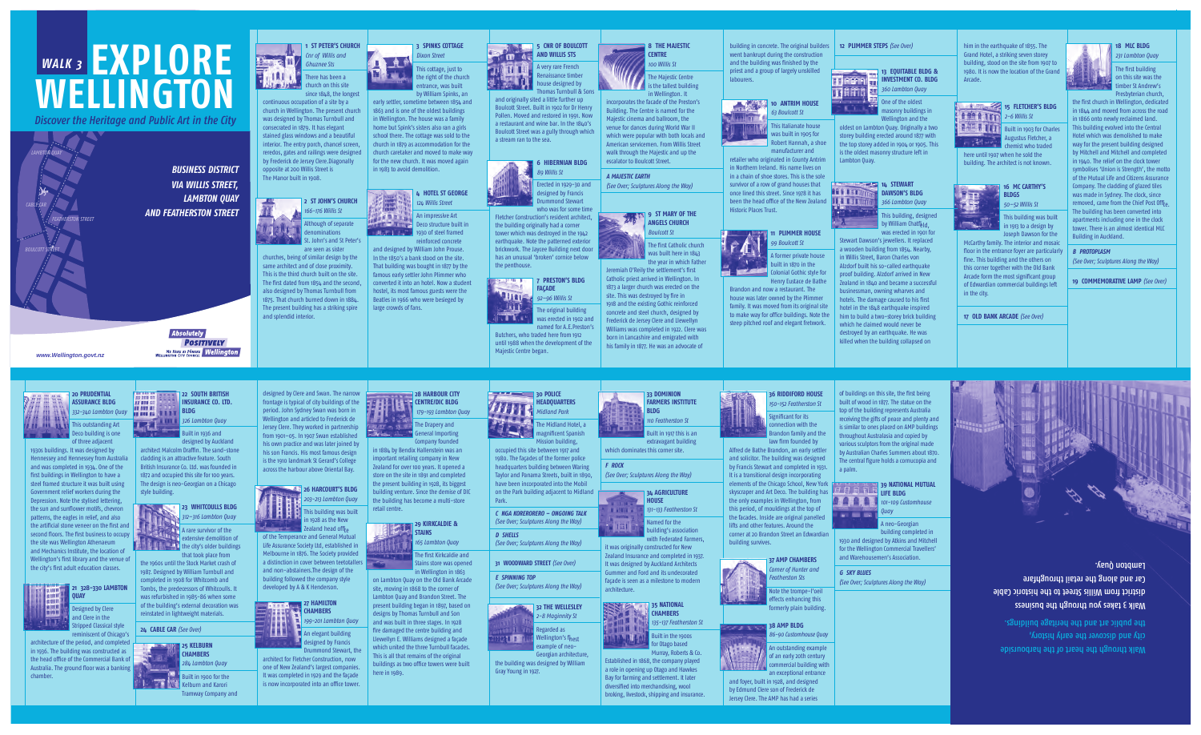# WALK 3 EXPLORE WELLINGTON

*Discover the Heritage and Public Art in the City*

**BUSINESS DISTRICT VIA WILLIS STREET, LAMBTON QUAY AND FEATHERSTON STREET**

www.Wellington.govt.nz

Absolutely Positively Wellington

### 1 ST PETER'S CHURCH
*Cnr of Willis and Ghuznee Sts*

There has been a church on this site since 1848, the longest continuous occupation of a site by a church in Wellington. The present church was designed by Thomas Turnbull and consecrated in 1879. It has elegant stained glass windows and a beautiful interior. The entry porch, chancel screen, reredos, gates and railings were designed by Frederick de Jersey Clere. Diagonally opposite at 200 Willis Street is The Manor built in 1908.

### 2 ST JOHN'S CHURCH
*166–176 Willis St*

Although of separate denominations St. John's and St Peter's are seen as sister churches, being of similar design by the same architect and of close proximity. This is the third church built on the site. The first dated from 1854 and the second, also designed by Thomas Turnbull from 1875. That church burned down in 1884. The present building has a striking spire and splendid interior.

### 3 SPINKS COTTAGE
*Dixon Street*

This cottage, just to the right of the church entrance, was built by William Spinks, an early settler, sometime between 1854 and 1863 and is one of the oldest buildings in Wellington. The house was a family home but Spink's sisters also ran a girls school there. The cottage was sold to the church in 1879 as accommodation for the church caretaker and moved to make way for the new church. It was moved again in 1983 to avoid demolition.

### 4 HOTEL ST GEORGE
*124 Willis Street*

An impressive Art Deco structure built in 1930 of steel framed reinforced concrete and designed by William John Prouse. In the 1850's a bank stood on the site. That building was bought in 1877 by the famous early settler John Plimmer who converted it into an hotel. Now a student hostel, its most famous guests were the Beatles in 1966 who were besieged by large crowds of fans.

### 5 CNR OF BOULCOTT AND WILLIS STS

A very rare French Renaissance timber house designed by Thomas Turnbull & Sons and originally sited a little further up Boulcott Street. Built in 1902 for Dr Henry Pollen. Moved and restored in 1991. Now a restaurant and wine bar. In the 1840's Boulcott Street was a gully through which a stream ran to the sea.

### 6 HIBERNIAN BLDG
*89 Willis St*

Erected in 1929–30 and designed by Francis Drummond Stewart who was for some time Fletcher Construction's resident architect, the building originally had a corner tower which was destroyed in the 1942 earthquake. Note the patterned exterior brickwork. The Jaycee Building next door has an unusual 'broken' cornice below the penthouse.

### 7 PRESTON'S BLDG FAÇADE
*92–96 Willis St*

The original building was erected in 1902 and named for A.E.Preston's Butchers, who traded here from 1912 until 1988 when the development of the Majestic Centre began.

### 8 THE MAJESTIC CENTRE
*100 Willis St*

The Majestic Centre is the tallest building in Wellington. It incorporates the facade of the Preston's Building. The Centre is named for the Majestic cinema and ballroom, the venue for dances during World War II which were popular with both locals and American servicemen. From Willis Street walk through the Majestic and up the escalator to Boulcott Street.

*A MAJESTIC EARTH*
*(See Over; Sculptures Along the Way)*

### 9 ST MARY OF THE ANGELS CHURCH
*Boulcott St*

The first Catholic church was built here in 1843 the year in which Father Jeremiah O'Reilly the settlement's first Catholic priest arrived in Wellington. In 1873 a larger church was erected on the site. This was destroyed by fire in 1918 and the existing Gothic reinforced concrete and steel church, designed by Frederick de Jersey Clere and Llewellyn Williams was completed in 1922. Clere was born in Lancashire and emigrated with his family in 1877. He was an advocate of building in concrete. The original builders went bankrupt during the construction and the building was finished by the priest and a group of largely unskilled labourers.

### 10 ANTRIM HOUSE
*63 Boulcott St*

This Italianate house was built in 1905 for Robert Hannah, a shoe manufacturer and retailer who originated in County Antrim in Northern Ireland. His name lives on in a chain of shoe stores. This is the sole survivor of a row of grand houses that once lined this street. Since 1978 it has been the head office of the New Zealand Historic Places Trust.

### 11 PLIMMER HOUSE
*99 Boulcott St*

A former private house built in 1870 in the Colonial Gothic style for Henry Eustace de Bathe Brandon and now a restaurant. The house was later owned by the Plimmer family. It was moved from its original site to make way for office buildings. Note the steep pitched roof and elegant fretwork.

### 12 PLIMMER STEPS *(See Over)*

### 13 EQUITABLE BLDG & INVESTMENT CO. BLDG
*360 Lambton Quay*

One of the oldest masonry buildings in Wellington and the oldest on Lambton Quay. Originally a two storey building erected around 1877 with the top storey added in 1904 or 1905. This is the oldest masonry structure left in Lambton Quay.

### 14 STEWART DAWSON'S BLDG
*366 Lambton Quay*

This building, designed by William Chatfield, was erected in 1901 for Stewart Dawson's Jewellers. It replaced a wooden building from 1854. Nearby, in Willis Street, Baron Charles von Alzdorf built his so-called earthquake proof building. Alzdorf arrived in New Zealand in 1840 and became a successful businessman, owning wharves and hotels. The damage caused to his first hotel in the 1848 earthquake inspired him to build a two-storey brick building which he claimed would never be destroyed by an earthquake. He was killed when the building collapsed on him in the earthquake of 1855. The Grand Hotel, a striking seven storey building, stood on the site from 1907 to 1980. It is now the location of the Grand Arcade.

### 15 FLETCHER'S BLDG
*2–6 Willis St*

Built in 1903 for Charles Augustus Fletcher, a chemist who traded here until 1907 when he sold the building. The architect is not known.

### 16 MC CARTHY'S BLDGS
*50–52 Willis St*

This building was built in 1913 to a design by Joseph Dawson for the McCarthy family. The interior and mosaic floor in the entrance foyer are particularly fine. This building and the others on this corner together with the Old Bank Arcade form the most significant group of Edwardian commercial buildings left in the city.

### 17 OLD BANK ARCADE *(See Over)*

### 18 MLC BLDG
*231 Lambton Quay*

The first building on this site was the timber St Andrew's Presbyterian church, the first church in Wellington, dedicated in 1844 and moved from across the road in 1866 onto newly reclaimed land. This building evolved into the Central Hotel which was demolished to make way for the present building designed by Mitchell and Mitchell and completed in 1940. The relief on the clock tower symbolises 'Union is Strength', the motto of the Mutual Life and Citizens Assurance Company. The cladding of glazed tiles was made in Sydney. The clock, since removed, came from the Chief Post Office. The building has been converted into apartments including one in the clock tower. There is an almost identical MLC Building in Auckland.

*B PROTOPLASM*
*(See Over; Sculptures Along the Way)*

### 19 COMMEMORATIVE LAMP *(See Over)*

### 20 PRUDENTIAL ASSURANCE BLDG
*332–340 Lambton Quay*

This outstanding Art Deco building is one of three adjacent 1930s buildings. It was designed by Hennessey and Hennessey from Australia and was completed in 1934. One of the first buildings in Wellington to have a steel framed structure it was built using Government relief workers during the Depression. Note the stylised lettering, the sun and sunflower motifs, chevron patterns, the eagles in relief, and also the artificial stone veneer on the first and second floors. The first business to occupy the site was Wellington Athenaeum and Mechanics Institute, the location of Wellington's first library and the venue of the city's first adult education classes.

### 21 328–330 LAMBTON QUAY

Designed by Clere and Clere in the Stripped Classical style reminiscent of Chicago's architecture of the period, and completed in 1936. The building was constructed as the head office of the Commercial Bank of Australia. The ground floor was a banking chamber.

### 22 SOUTH BRITISH INSURANCE CO. LTD. BLDG
*326 Lambton Quay*

Built in 1936 and designed by Auckland architect Malcolm Draffin. The sand-stone cladding is an attractive feature. South British Insurance Co. Ltd. was founded in 1872 and occupied this site for 100 years. The design is neo-Georgian on a Chicago style building.

### 23 WHITCOULLS BLDG
*312–316 Lambton Quay*

A rare survivor of the extensive demolition of the city's older buildings that took place from the 1960s until the Stock Market crash of 1987. Designed by William Turnbull and completed in 1908 for Whitcomb and Tombs, the predecessors of Whitcoulls. It was refurbished in 1985–86 when some of the building's external decoration was reinstated in lightweight materials.

### 24 CABLE CAR *(See Over)*

### 25 KELBURN CHAMBERS
*284 Lambton Quay*

Built in 1900 for the Kelburn and Karori Tramway Company and designed by Clere and Swan. The narrow frontage is typical of city buildings of the period. John Sydney Swan was born in Wellington and articled to Frederick de Jersey Clere. They worked in partnership from 1901–05. In 1907 Swan established his own practice and was later joined by his son Francis. His most famous design is the 1910 landmark St Gerard's College across the harbour above Oriental Bay.

### 26 HARCOURT'S BLDG
*203–213 Lambton Quay*

This building was built in 1928 as the New Zealand head office of the Temperance and General Mutual Life Assurance Society Ltd, established in Melbourne in 1876. The Society provided a distinction in cover between teetotallers and non-abstainers. The design of the building followed the company style developed by A & K Henderson.

### 27 HAMILTON CHAMBERS
*199–201 Lambton Quay*

An elegant building designed by Francis Drummond Stewart, the architect for Fletcher Construction, now one of New Zealand's largest companies. It was completed in 1929 and the façade is now incorporated into an office tower.

### 28 HARBOUR CITY CENTRE/DIC BLDG
*179–193 Lambton Quay*

The Drapery and General Importing Company founded in 1884 by Bendix Hallenstein was an important retailing company in New Zealand for over 100 years. It opened a store on the site in 1891 and completed the present building in 1928, its biggest building venture. Since the demise of DIC the building has become a multi-store retail centre.

### 29 KIRKCALDIE & STAINS
*165 Lambton Quay*

The first Kirkcaldie and Stains store was opened in Wellington in 1863 on Lambton Quay on the Old Bank Arcade site, moving in 1868 to the corner of Lambton Quay and Brandon Street. The present building began in 1897, based on designs by Thomas Turnbull and Son and was built in three stages. In 1928 fire damaged the centre building and Llewellyn E. Williams designed a façade which united the three Turnbull facades. This is all that remains of the original buildings as two office towers were built here in 1989.

### 30 POLICE HEADQUARTERS
*Midland Park*

The Midland Hotel, a magnificent Spanish Mission building, occupied this site between 1917 and 1980. The façades of the former police headquarters building between Waring Taylor and Panama Streets, built in 1890, have been incorporated into the Mobil on the Park building adjacent to Midland Park.

*C NGA KORERORERO – ONGOING TALK*
*(See Over; Sculptures Along the Way)*

*D SHELLS*
*(See Over; Sculptures Along the Way)*

### 31 WOODWARD STREET *(See Over)*

*E SPINNING TOP*
*(See Over; Sculptures Along the Way)*

### 32 THE WELLESLEY
*2–8 Maginnity St*

Regarded as Wellington's finest example of neo-Georgian architecture, the building was designed by William Gray Young in 1927.

### 33 DOMINION FARMERS INSTITUTE BLDG
*110 Featherston St*

Built in 1917 this is an extravagant building which dominates this corner site.

*F ROCK*
*(See Over; Sculptures Along the Way)*

### 34 AGRICULTURE HOUSE
*131–133 Featherston St*

Named for the building's association with Federated Farmers, it was originally constructed for New Zealand Insurance and completed in 1937. It was designed by Auckland Architects Gummer and Ford and its undecorated façade is seen as a milestone to modern architecture.

### 35 NATIONAL CHAMBERS
*135–137 Featherston St*

Built in the 1900s for Otago based Murray, Roberts & Co. Established in 1868, the company played a role in opening up Otago and Hawkes Bay for farming and settlement. It later diversified into merchandising, wool broking, livestock, shipping and insurance.

### 36 RIDDIFORD HOUSE
*150–152 Featherston St*

Significant for its connection with the Brandon family and the law firm founded by Alfred de Bathe Brandon, an early settler and solicitor. The building was designed by Francis Stewart and completed in 1931. It is a transitional design incorporating elements of the Chicago School, New York skyscraper and Art Deco. The building has the only examples in Wellington, from this period, of mouldings at the top of the facades. Inside are original panelled lifts and other features. Around the corner at 20 Brandon Street an Edwardian building survives.

### 37 AMP CHAMBERS
*Corner of Hunter and Featherston Sts*

Note the trompe-l'oeil effects enhancing this formerly plain building.

### 38 AMP BLDG
*86–90 Customhouse Quay*

An outstanding example of an early 20th century commercial building with an exceptional entrance and foyer, built in 1928, and designed by Edmund Clere son of Frederick de Jersey Clere. The AMP has had a series of buildings on this site, the first being built of wood in 1877. The statue on the top of the building represents Australia receiving the gifts of peace and plenty and is similar to ones placed on AMP buildings throughout Australasia and copied by various sculptors from the original made by Australian Charles Summers about 1870. The central figure holds a cornucopia and a palm.

### 39 NATIONAL MUTUAL LIFE BLDG
*101–109 Customhouse Quay*

A neo-Georgian building completed in 1930 and designed by Atkins and Mitchell for the Wellington Commercial Travellers' and Warehousemen's Association.

*G SKY BLUES*
*(See Over; Sculptures Along the Way)*

Walk through the heart of the harbourside city and discover the early history, the public art and the heritage buildings. Walk 3 takes you through the business district from Willis Street to the historic Cable Car and along the retail thoroughfare Lambton Quay.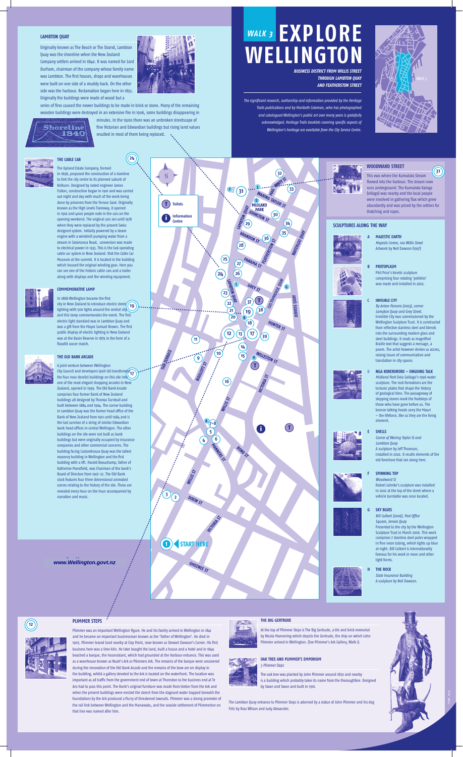# WALK 3 EXPLORE WELLINGTON

***BUSINESS DISTRICT FROM WILLIS STREET THROUGH LAMBTON QUAY AND FEATHERSTON STREET***

*The significant research, authorship and information provided by the Heritage Trails publications and by Maribeth Coleman, who has photographed and catalogued Wellington's public art over many years is gratefully acknowledged. Heritage Trails booklets covering specific aspects of Wellington's heritage are available from the City Service Centre.*

## LAMBTON QUAY

Originally known as The Beach or The Strand, Lambton Quay was the shoreline when the New Zealand Company settlers arrived in 1840. It was named for Lord Durham, chairman of the company whose family name was Lambton. The first houses, shops and warehouses were built on one side of a muddy track. On the other side was the harbour. Reclamation began here in 1852. Originally the buildings were made of wood but a series of fires caused the newer buildings to be made in brick or stone. Many of the remaining wooden buildings were destroyed in an extensive fire in 1906, some buildings disappearing in minutes. In the 1920s there was an unbroken streetscape of fine Victorian and Edwardian buildings but rising land values resulted in most of them being replaced.

Shoreline 1840

## 24 THE CABLE CAR

The Upland Estate Company, formed in 1898, proposed the construction of a tramline to link the city centre to its planned suburb of Kelburn. Designed by noted engineer James Fulton, construction began in 1901 and was carried out night and day with much of the work being done by prisoners from the Terrace Gaol. Originally known as the High Levels Tramway, it opened in 1902 and 4000 people rode in the cars on the opening weekend. The original cars ran until 1978 when they were replaced by the present Swiss designed system. Initially powered by a steam engine with a windmill pumping water from a stream in Salamanca Road, conversion was made to electrical power in 1933. This is the last operating cable car system in New Zealand. Visit the Cable Car Museum at the summit. It is located in the building which housed the original winding gear. Here you can see one of the historic cable cars and a trailer along with displays and the winding equipment.

## 19 COMMEMORATIVE LAMP

In 1888 Wellington became the first city in New Zealand to introduce electric street lighting with 500 lights around the central city and this lamp commemorates the event. The first electric light standard was in Lambton Quay and was a gift from the Mayor Samuel Brown. The first public display of electric lighting in New Zealand was at the Basin Reserve in 1879 in the form of a floodlit soccer match.

## 17 THE OLD BANK ARCADE

A joint venture between Wellington City Council and developers Ipoh Ltd transformed the four near derelict buildings on this site into one of the most elegant shopping arcades in New Zealand, opened in 1999. The Old Bank Arcade comprises four former Bank of New Zealand buildings all designed by Thomas Turnbull and built between 1884 and 1904. The corner building in Lambton Quay was the former head office of the Bank of New Zealand from 1901 until 1984 and is the last survivor of a string of similar Edwardian bank head offices in central Wellington. The other buildings on the site were not built as bank buildings but were originally occupied by insurance companies and other commercial concerns. The building facing Customhouse Quay was the tallest masonry building in Wellington and the first building with a lift. Harold Beauchamp, father of Katherine Mansfield, was Chairman of the bank's Board of Directors from 1907–22. The Old Bank clock features four three dimensional animated scenes relating to the history of the site. These are revealed every hour on the hour accompanied by narration and music.

www.Wellington.govt.nz

## 12 PLIMMER STEPS

Plimmer was an important Wellington figure. He and his family arrived in Wellington in 1841 and he became an important businessman known as the 'Father of Wellington'. He died in 1905. Plimmer leased land nearby at Clay Point, now known as Stewart Dawson's Corner. His first business here was a lime kiln. He later bought the land, built a house and a hotel and in 1849 beached a barque, the Inconsistant, which had grounded at the Harbour entrance. This was used as a warehouse known as Noah's Ark or Plimmers Ark. The remains of the barque were uncovered during the renovation of the Old Bank Arcade and the remains of the bow are on display in the building, whilst a gallery devoted to the Ark is located on the waterfront. The location was important as all traffic from the government end of town at Thorndon to the business end at Te Aro had to pass this point. The Bank's original furniture was made from timber from the Ark and when the present buildings were erected the stench from the stagnant water trapped beneath the foundations by the Ark produced a flurry of threatened lawsuits. Plimmer was a strong promoter of the rail link between Wellington and the Manawatu, and the seaside settlement of Plimmerton on that line was named after him.

## THE BIG GERTRUDE

At the top of Plimmer Steps is The Big Gertrude, a tile and brick memorial by Nicola Mannering which depicts the Gertrude, the ship on which John Plimmer arrived in Wellington. (See Plimmer's Ark Gallery, Walk 1).

## OAK TREE AND PLIMMER'S EMPORIUM

*3 Plimmer Steps*

The oak tree was planted by John Plimmer around 1850 and nearby is a building which probably takes its name from the thoroughfare. Designed by Swan and Swan and built in 1916.

The Lambton Quay entrance to Plimmer Steps is adorned by a statue of John Plimmer and his dog Fritz by Ross Wilson and Judy Alexander.

## 31 WOODWARD STREET

This was where the Kumutoto Stream flowed into the harbour. The stream now runs underground. The Kumutoto Kainga (village) was nearby and the local people were involved in gathering flax which grew abundantly and was prized by the settlers for thatching and ropes.

## SCULPTURES ALONG THE WAY

**A MAJESTIC EARTH**
*Majestic Centre, 100 Willis Street*
Artwork by Neil Dawson (1997)

**B PROTOPLASM**
Phil Price's kinetic sculpture comprising four rotating 'pebbles' was made and installed in 2002.

**C INVISIBLE CITY**
*By Anton Parsons (2003), corner Lambton Quay and Grey Street.*
Invisible City was commissioned by the Wellington Sculpture Trust. It is constructed from reflective stainless steel and blends into the surrounding modern glass and steel buildings. It reads as magnified Braille text that suggests a message, a poem. The artist however denies us access, raising issues of communication and translation in city spaces.

**D NGA KORERORERO – ONGOING TALK**
*Midland Park* Sivia Saldago's 1996 water sculpture. The rock formations are the tectonic plates that shape the history of geological time. The passageway of stepping stones mark the footsteps of those who have gone before us. The bronze talking heads carry the Mauri – the lifeforce, like us they are the living element.

**E SHELLS**
*Corner of Waring Taylor St and Lambton Quay*
A sculpture by Jeff Thomson, installed in 2002. It recalls elements of the old foreshore that ran along here.

**F SPINNING TOP**
*Woodward St*
Robert Jahnke's sculpture was installed in 2002 at the top of the street where a vehicle turntable was once located.

**G SKY BLUES**
*Bill Culbert (2006), Post Office Square, Jervois Quay*
Presented to the city by the Wellington Sculpture Trust in March 2006. This work comprises 7 stainless steel poles wrapped in fine neon tubing, which lights up blue at night. Bill Culbert is internationally famous for his work in neon and other light forms.

**H THE ROCK**
*State Insurance Building*
A sculpture by Neil Dawson.

T Toilets
i Information Centre

1 START HERE